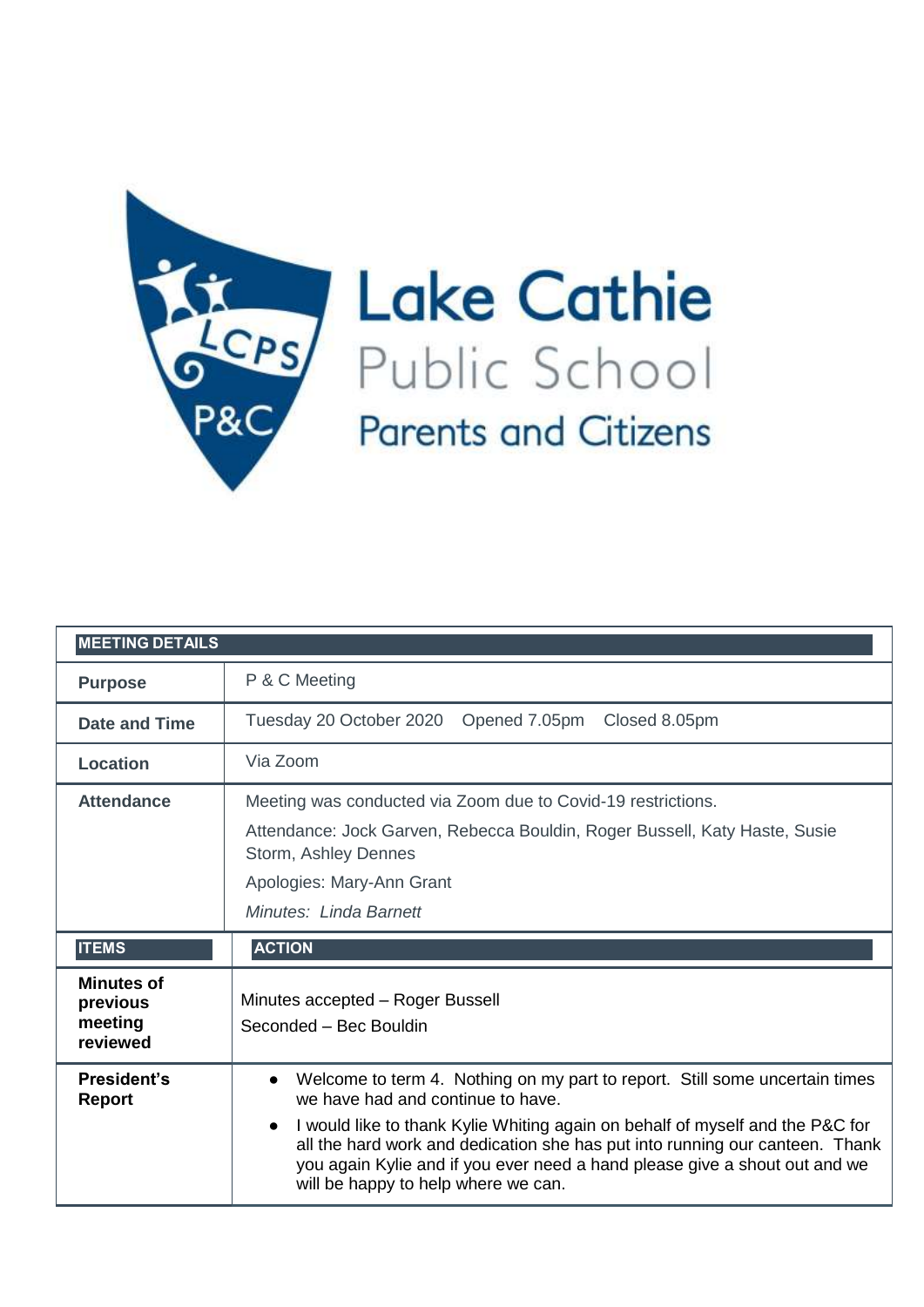# Lake Cathie Public School Parents and Citizens

| MEETING DETAILS | |
|---|---|
| **Purpose** | P & C Meeting |
| **Date and Time** | Tuesday 20 October 2020 Opened 7.05pm Closed 8.05pm |
| **Location** | Via Zoom |
| **Attendance** | Meeting was conducted via Zoom due to Covid-19 restrictions.<br>Attendance: Jock Garven, Rebecca Bouldin, Roger Bussell, Katy Haste, Susie Storm, Ashley Dennes<br>Apologies: Mary-Ann Grant<br>*Minutes: Linda Barnett* |
| **ITEMS** | **ACTION** |
| **Minutes of previous meeting reviewed** | Minutes accepted – Roger Bussell<br>Seconded – Bec Bouldin |
| **President's Report** | • Welcome to term 4. Nothing on my part to report. Still some uncertain times we have had and continue to have.<br>• I would like to thank Kylie Whiting again on behalf of myself and the P&C for all the hard work and dedication she has put into running our canteen. Thank you again Kylie and if you ever need a hand please give a shout out and we will be happy to help where we can. |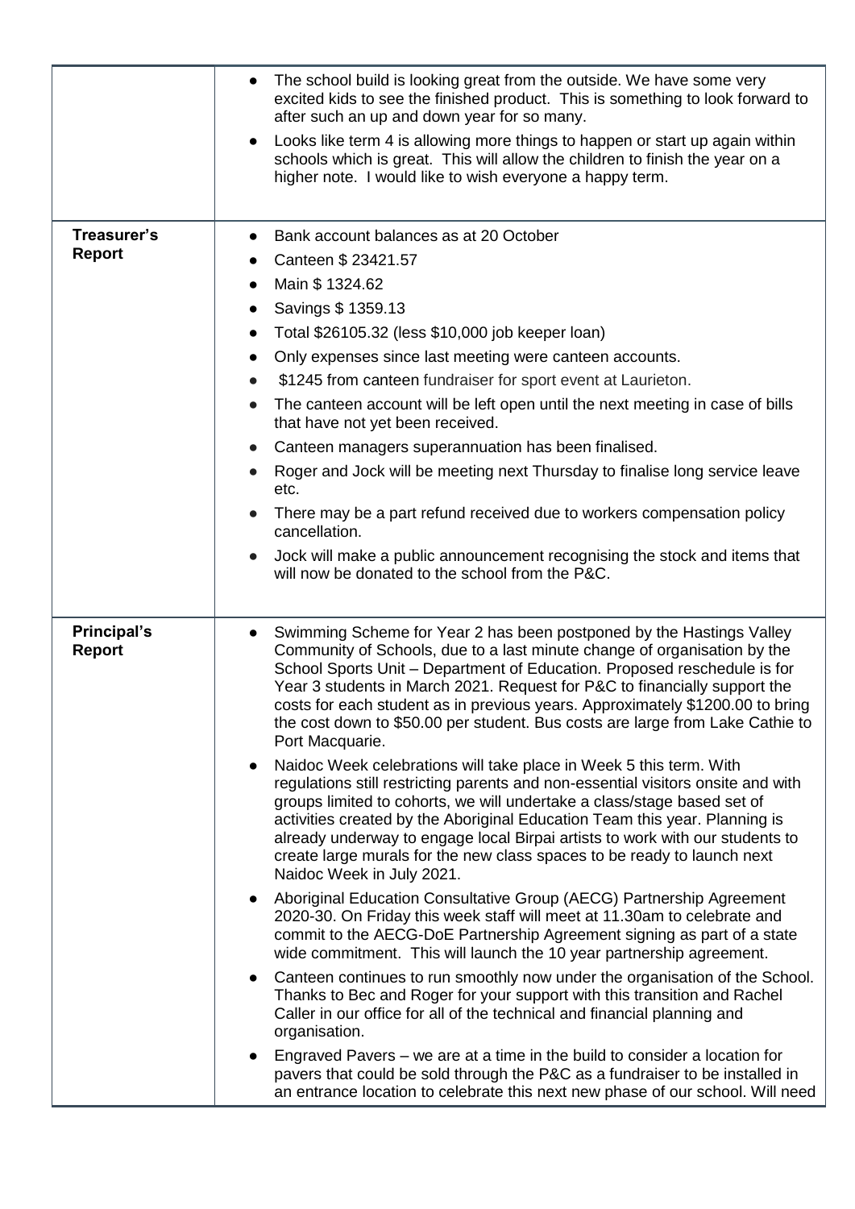| | |
|---|---|
| | • The school build is looking great from the outside. We have some very excited kids to see the finished product. This is something to look forward to after such an up and down year for so many.<br>• Looks like term 4 is allowing more things to happen or start up again within schools which is great. This will allow the children to finish the year on a higher note. I would like to wish everyone a happy term. |
| **Treasurer's Report** | • Bank account balances as at 20 October<br>• Canteen $ 23421.57<br>• Main $ 1324.62<br>• Savings $ 1359.13<br>• Total $26105.32 (less $10,000 job keeper loan)<br>• Only expenses since last meeting were canteen accounts.<br>• $1245 from canteen fundraiser for sport event at Laurieton.<br>• The canteen account will be left open until the next meeting in case of bills that have not yet been received.<br>• Canteen managers superannuation has been finalised.<br>• Roger and Jock will be meeting next Thursday to finalise long service leave etc.<br>• There may be a part refund received due to workers compensation policy cancellation.<br>• Jock will make a public announcement recognising the stock and items that will now be donated to the school from the P&C. |
| **Principal's Report** | • Swimming Scheme for Year 2 has been postponed by the Hastings Valley Community of Schools, due to a last minute change of organisation by the School Sports Unit – Department of Education. Proposed reschedule is for Year 3 students in March 2021. Request for P&C to financially support the costs for each student as in previous years. Approximately $1200.00 to bring the cost down to $50.00 per student. Bus costs are large from Lake Cathie to Port Macquarie.<br>• Naidoc Week celebrations will take place in Week 5 this term. With regulations still restricting parents and non-essential visitors onsite and with groups limited to cohorts, we will undertake a class/stage based set of activities created by the Aboriginal Education Team this year. Planning is already underway to engage local Birpai artists to work with our students to create large murals for the new class spaces to be ready to launch next Naidoc Week in July 2021.<br>• Aboriginal Education Consultative Group (AECG) Partnership Agreement 2020-30. On Friday this week staff will meet at 11.30am to celebrate and commit to the AECG-DoE Partnership Agreement signing as part of a state wide commitment. This will launch the 10 year partnership agreement.<br>• Canteen continues to run smoothly now under the organisation of the School. Thanks to Bec and Roger for your support with this transition and Rachel Caller in our office for all of the technical and financial planning and organisation.<br>• Engraved Pavers – we are at a time in the build to consider a location for pavers that could be sold through the P&C as a fundraiser to be installed in an entrance location to celebrate this next new phase of our school. Will need |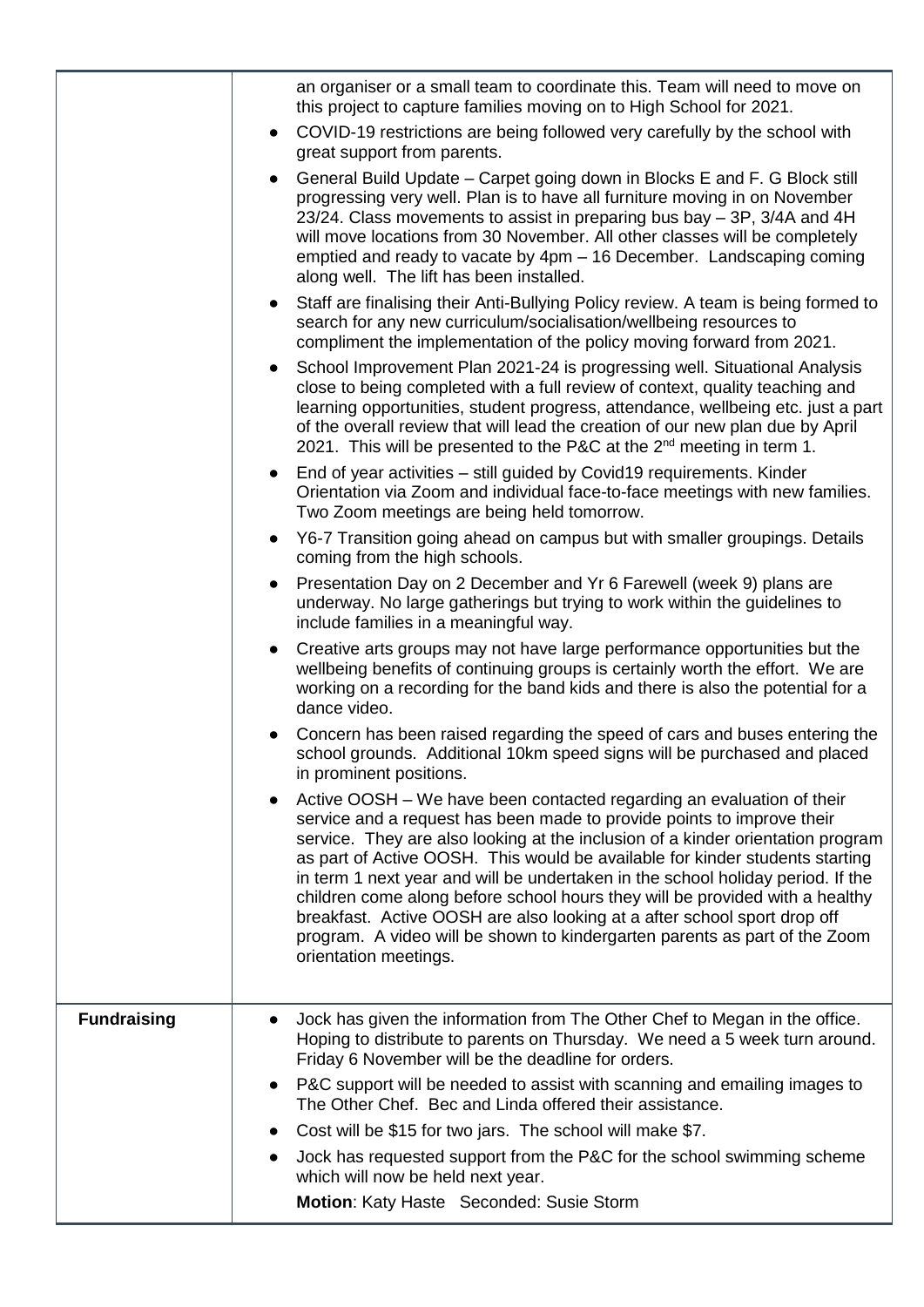| | |
|---|---|
| | an organiser or a small team to coordinate this. Team will need to move on this project to capture families moving on to High School for 2021.<br>• COVID-19 restrictions are being followed very carefully by the school with great support from parents.<br>• General Build Update – Carpet going down in Blocks E and F. G Block still progressing very well. Plan is to have all furniture moving in on November 23/24. Class movements to assist in preparing bus bay – 3P, 3/4A and 4H will move locations from 30 November. All other classes will be completely emptied and ready to vacate by 4pm – 16 December. Landscaping coming along well. The lift has been installed.<br>• Staff are finalising their Anti-Bullying Policy review. A team is being formed to search for any new curriculum/socialisation/wellbeing resources to compliment the implementation of the policy moving forward from 2021.<br>• School Improvement Plan 2021-24 is progressing well. Situational Analysis close to being completed with a full review of context, quality teaching and learning opportunities, student progress, attendance, wellbeing etc. just a part of the overall review that will lead the creation of our new plan due by April 2021. This will be presented to the P&C at the 2nd meeting in term 1.<br>• End of year activities – still guided by Covid19 requirements. Kinder Orientation via Zoom and individual face-to-face meetings with new families. Two Zoom meetings are being held tomorrow.<br>• Y6-7 Transition going ahead on campus but with smaller groupings. Details coming from the high schools.<br>• Presentation Day on 2 December and Yr 6 Farewell (week 9) plans are underway. No large gatherings but trying to work within the guidelines to include families in a meaningful way.<br>• Creative arts groups may not have large performance opportunities but the wellbeing benefits of continuing groups is certainly worth the effort. We are working on a recording for the band kids and there is also the potential for a dance video.<br>• Concern has been raised regarding the speed of cars and buses entering the school grounds. Additional 10km speed signs will be purchased and placed in prominent positions.<br>• Active OOSH – We have been contacted regarding an evaluation of their service and a request has been made to provide points to improve their service. They are also looking at the inclusion of a kinder orientation program as part of Active OOSH. This would be available for kinder students starting in term 1 next year and will be undertaken in the school holiday period. If the children come along before school hours they will be provided with a healthy breakfast. Active OOSH are also looking at a after school sport drop off program. A video will be shown to kindergarten parents as part of the Zoom orientation meetings. |
| **Fundraising** | • Jock has given the information from The Other Chef to Megan in the office. Hoping to distribute to parents on Thursday. We need a 5 week turn around. Friday 6 November will be the deadline for orders.<br>• P&C support will be needed to assist with scanning and emailing images to The Other Chef. Bec and Linda offered their assistance.<br>• Cost will be $15 for two jars. The school will make $7.<br>• Jock has requested support from the P&C for the school swimming scheme which will now be held next year.<br>**Motion**: Katy Haste Seconded: Susie Storm |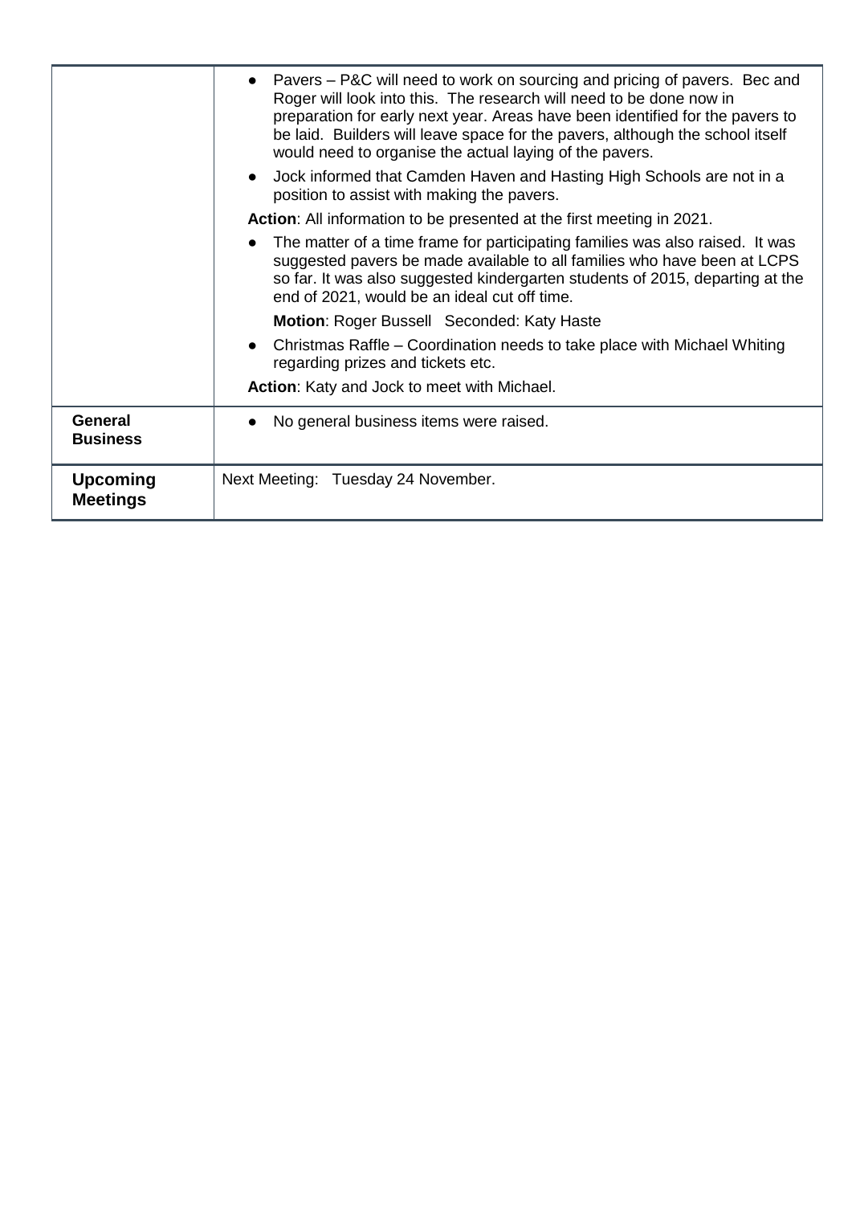| | |
|---|---|
| | ● Pavers – P&C will need to work on sourcing and pricing of pavers. Bec and Roger will look into this. The research will need to be done now in preparation for early next year. Areas have been identified for the pavers to be laid. Builders will leave space for the pavers, although the school itself would need to organise the actual laying of the pavers.<br>● Jock informed that Camden Haven and Hasting High Schools are not in a position to assist with making the pavers.<br>**Action**: All information to be presented at the first meeting in 2021.<br>● The matter of a time frame for participating families was also raised. It was suggested pavers be made available to all families who have been at LCPS so far. It was also suggested kindergarten students of 2015, departing at the end of 2021, would be an ideal cut off time.<br>**Motion**: Roger Bussell Seconded: Katy Haste<br>● Christmas Raffle – Coordination needs to take place with Michael Whiting regarding prizes and tickets etc.<br>**Action**: Katy and Jock to meet with Michael. |
| **General Business** | ● No general business items were raised. |
| **Upcoming Meetings** | Next Meeting: Tuesday 24 November. |